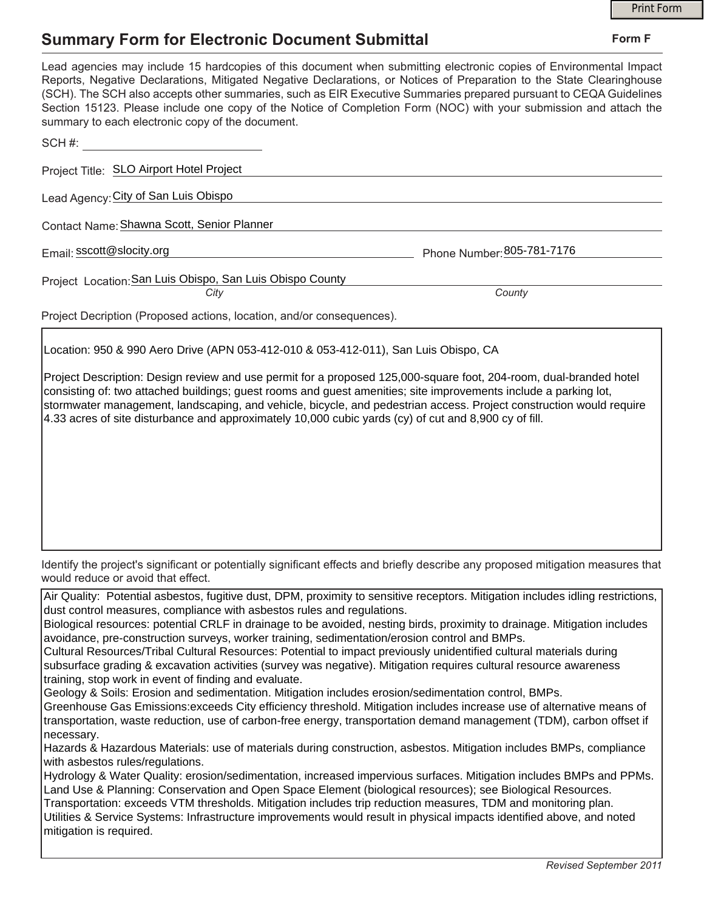# Summary Form for Electronic Document Submittal

**Form F**

Lead agencies may include 15 hardcopies of this document when submitting electronic copies of Environmental Impact Reports, Negative Declarations, Mitigated Negative Declarations, or Notices of Preparation to the State Clearinghouse (SCH). The SCH also accepts other summaries, such as EIR Executive Summaries prepared pursuant to CEQA Guidelines Section 15123. Please include one copy of the Notice of Completion Form (NOC) with your submission and attach the summary to each electronic copy of the document.

SCH #: ____________________

Project Title: SLO Airport Hotel Project

Lead Agency: City of San Luis Obispo

Contact Name: Shawna Scott, Senior Planner

Email: sscott@slocity.org

Phone Number: 805-781-7176

Project Location: San Luis Obispo, San Luis Obispo County

*City* *County*

Project Decription (Proposed actions, location, and/or consequences).

Location: 950 & 990 Aero Drive (APN 053-412-010 & 053-412-011), San Luis Obispo, CA

Project Description: Design review and use permit for a proposed 125,000-square foot, 204-room, dual-branded hotel consisting of: two attached buildings; guest rooms and guest amenities; site improvements include a parking lot, stormwater management, landscaping, and vehicle, bicycle, and pedestrian access. Project construction would require 4.33 acres of site disturbance and approximately 10,000 cubic yards (cy) of cut and 8,900 cy of fill.

Identify the project's significant or potentially significant effects and briefly describe any proposed mitigation measures that would reduce or avoid that effect.

Air Quality: Potential asbestos, fugitive dust, DPM, proximity to sensitive receptors. Mitigation includes idling restrictions, dust control measures, compliance with asbestos rules and regulations.
Biological resources: potential CRLF in drainage to be avoided, nesting birds, proximity to drainage. Mitigation includes avoidance, pre-construction surveys, worker training, sedimentation/erosion control and BMPs.
Cultural Resources/Tribal Cultural Resources: Potential to impact previously unidentified cultural materials during subsurface grading & excavation activities (survey was negative). Mitigation requires cultural resource awareness training, stop work in event of finding and evaluate.
Geology & Soils: Erosion and sedimentation. Mitigation includes erosion/sedimentation control, BMPs.
Greenhouse Gas Emissions:exceeds City efficiency threshold. Mitigation includes increase use of alternative means of transportation, waste reduction, use of carbon-free energy, transportation demand management (TDM), carbon offset if necessary.
Hazards & Hazardous Materials: use of materials during construction, asbestos. Mitigation includes BMPs, compliance with asbestos rules/regulations.
Hydrology & Water Quality: erosion/sedimentation, increased impervious surfaces. Mitigation includes BMPs and PPMs.
Land Use & Planning: Conservation and Open Space Element (biological resources); see Biological Resources.
Transportation: exceeds VTM thresholds. Mitigation includes trip reduction measures, TDM and monitoring plan.
Utilities & Service Systems: Infrastructure improvements would result in physical impacts identified above, and noted mitigation is required.

*Revised September 2011*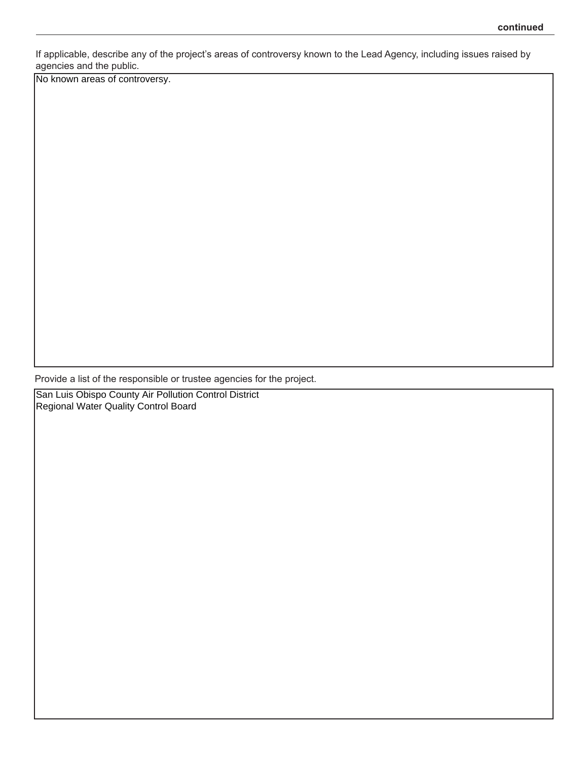If applicable, describe any of the project's areas of controversy known to the Lead Agency, including issues raised by agencies and the public.

No known areas of controversy.

Provide a list of the responsible or trustee agencies for the project.

San Luis Obispo County Air Pollution Control District
Regional Water Quality Control Board